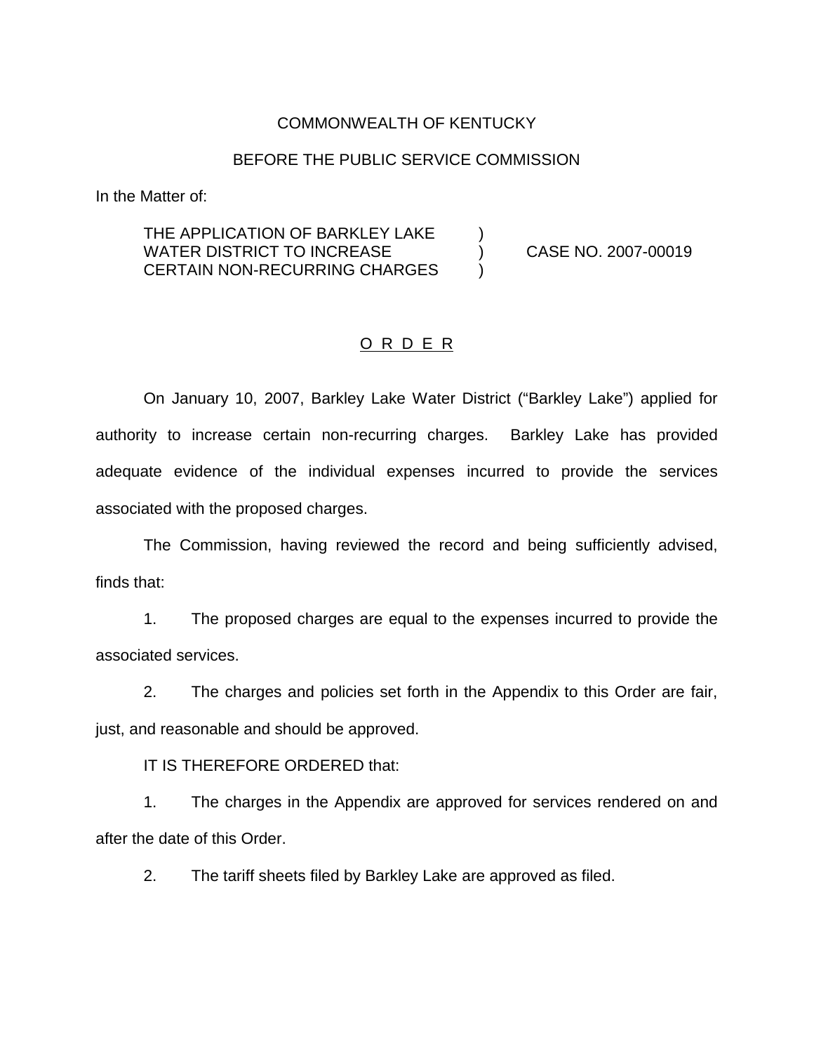COMMONWEALTH OF KENTUCKY

BEFORE THE PUBLIC SERVICE COMMISSION

In the Matter of:

THE APPLICATION OF BARKLEY LAKE WATER DISTRICT TO INCREASE CERTAIN NON-RECURRING CHARGES ) CASE NO. 2007-00019

# O R D E R

On January 10, 2007, Barkley Lake Water District ("Barkley Lake") applied for authority to increase certain non-recurring charges. Barkley Lake has provided adequate evidence of the individual expenses incurred to provide the services associated with the proposed charges.

The Commission, having reviewed the record and being sufficiently advised, finds that:

1. The proposed charges are equal to the expenses incurred to provide the associated services.

2. The charges and policies set forth in the Appendix to this Order are fair, just, and reasonable and should be approved.

IT IS THEREFORE ORDERED that:

1. The charges in the Appendix are approved for services rendered on and after the date of this Order.

2. The tariff sheets filed by Barkley Lake are approved as filed.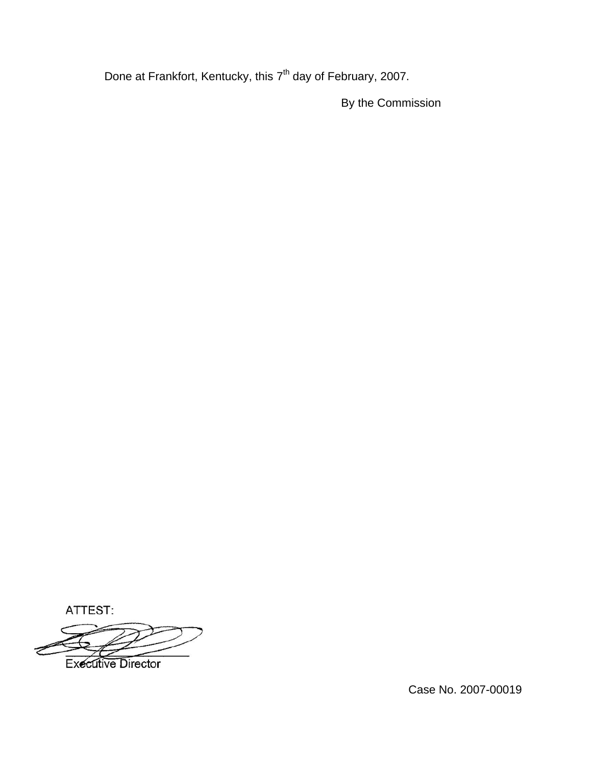Done at Frankfort, Kentucky, this 7th day of February, 2007.

By the Commission

ATTEST:

Executive Director

Case No. 2007-00019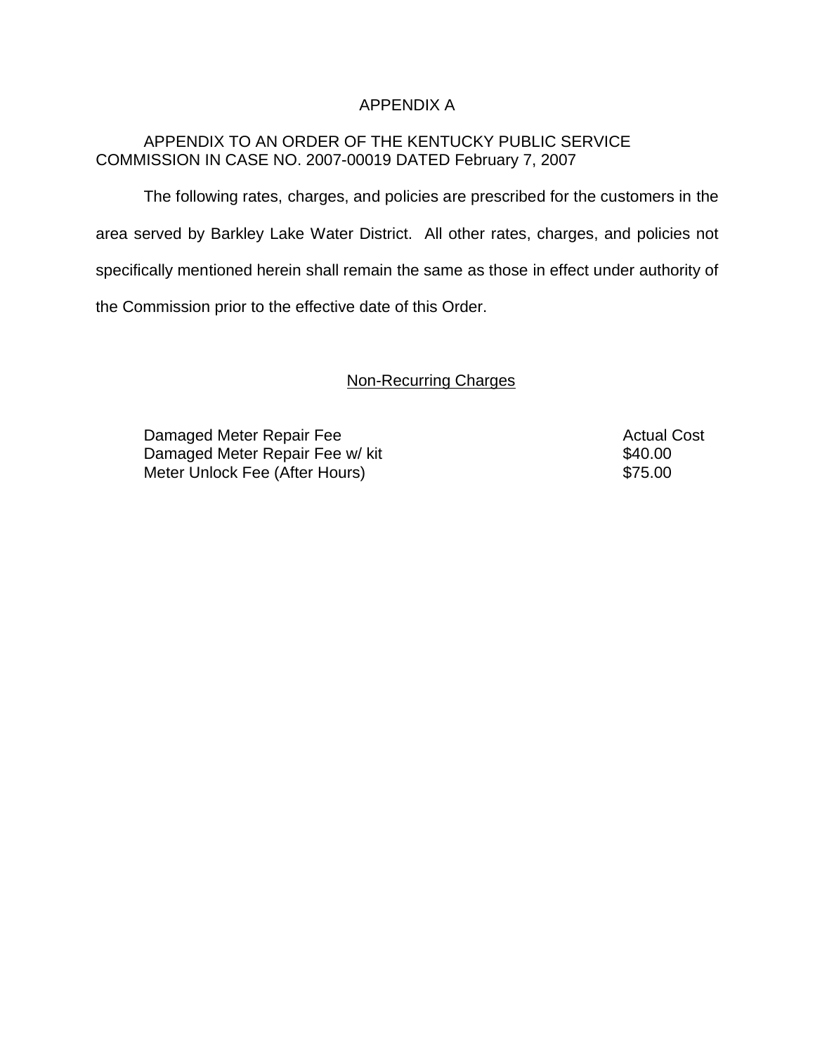APPENDIX A

APPENDIX TO AN ORDER OF THE KENTUCKY PUBLIC SERVICE COMMISSION IN CASE NO. 2007-00019 DATED February 7, 2007

The following rates, charges, and policies are prescribed for the customers in the area served by Barkley Lake Water District. All other rates, charges, and policies not specifically mentioned herein shall remain the same as those in effect under authority of the Commission prior to the effective date of this Order.

Non-Recurring Charges

| | |
|---|---|
| Damaged Meter Repair Fee | Actual Cost |
| Damaged Meter Repair Fee w/ kit | \$40.00 |
| Meter Unlock Fee (After Hours) | \$75.00 |